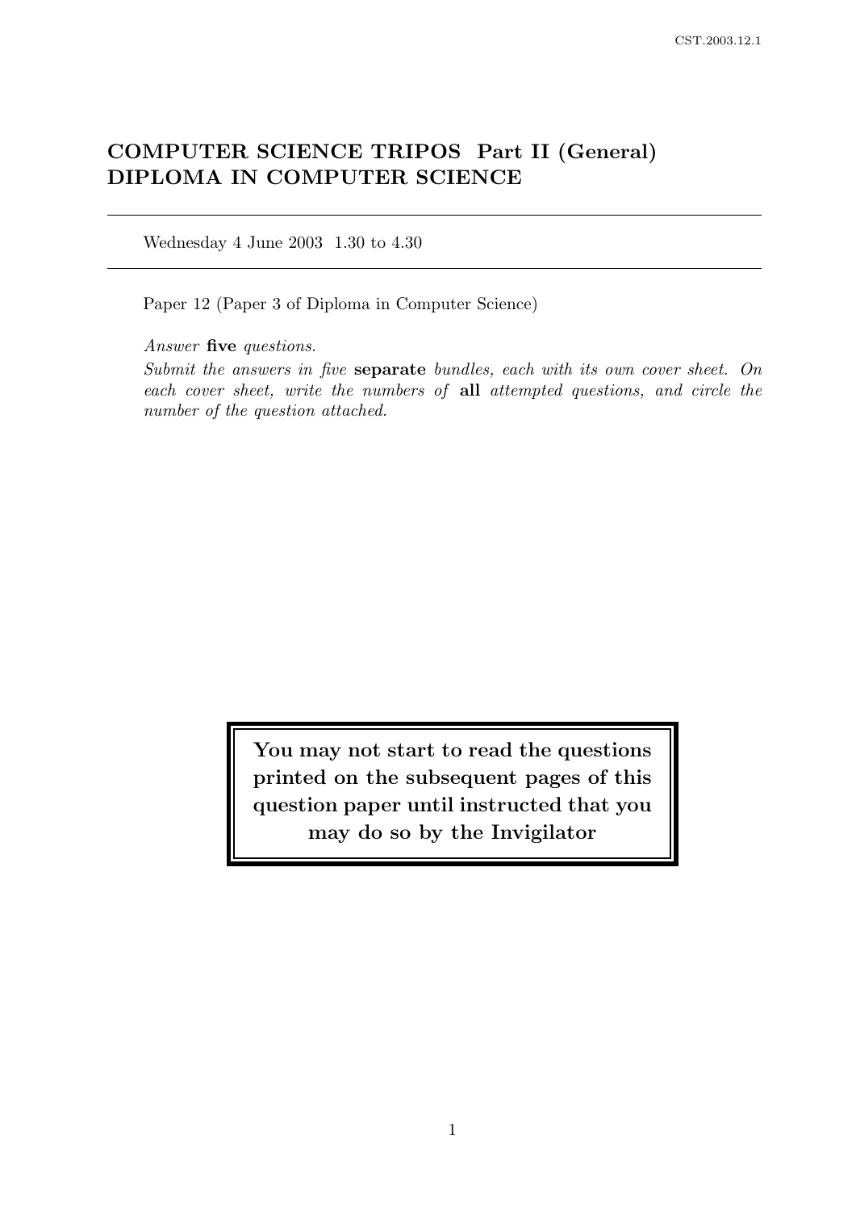# COMPUTER SCIENCE TRIPOS Part II (General)
# DIPLOMA IN COMPUTER SCIENCE

---

Wednesday 4 June 2003 1.30 to 4.30

---

Paper 12 (Paper 3 of Diploma in Computer Science)

*Answer* **five** *questions.*

*Submit the answers in five* **separate** *bundles, each with its own cover sheet. On each cover sheet, write the numbers of* **all** *attempted questions, and circle the number of the question attached.*

**You may not start to read the questions printed on the subsequent pages of this question paper until instructed that you may do so by the Invigilator**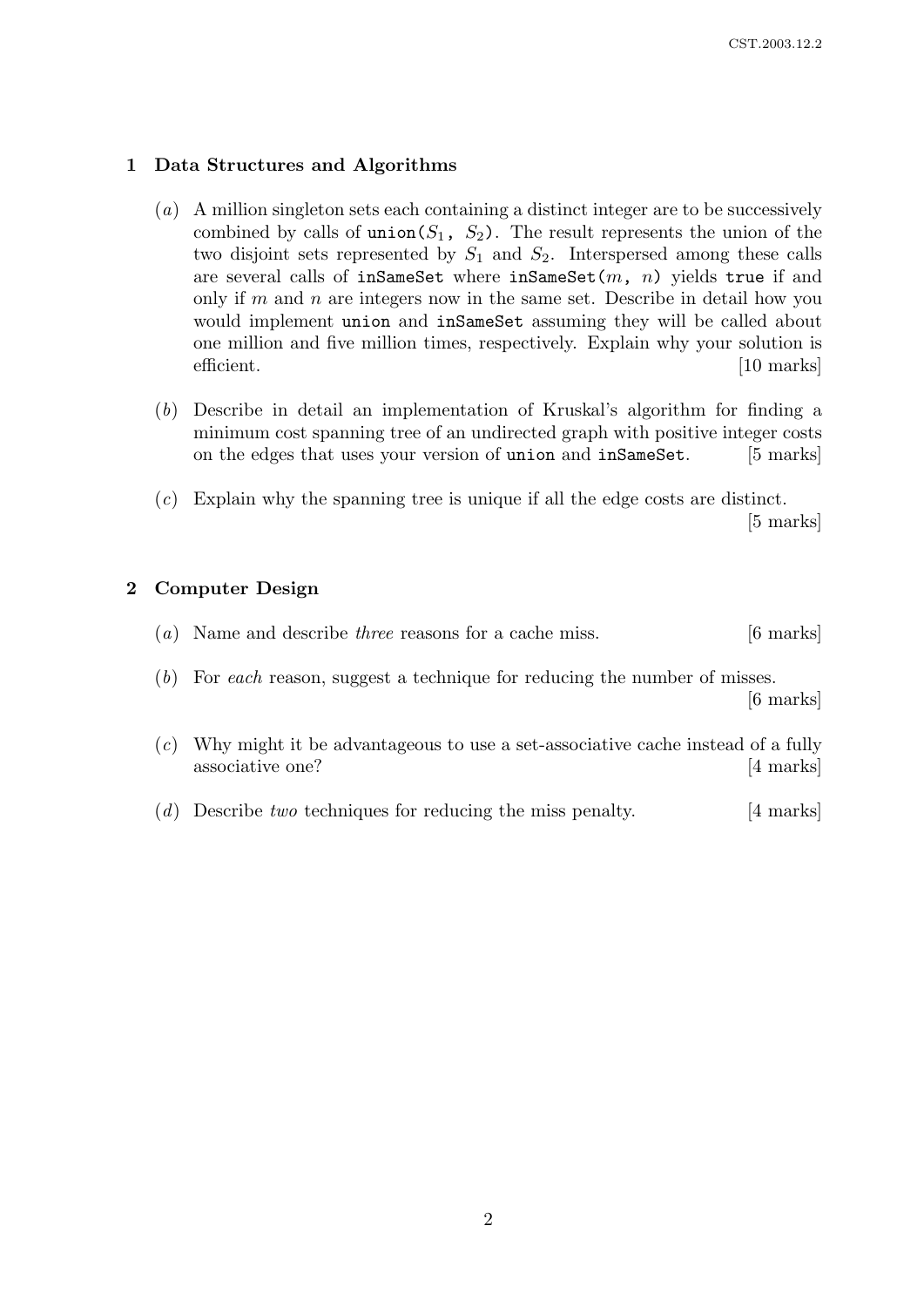## 1 Data Structures and Algorithms

(*a*) A million singleton sets each containing a distinct integer are to be successively combined by calls of `union(`$S_1$`, `$S_2$`)`. The result represents the union of the two disjoint sets represented by $S_1$ and $S_2$. Interspersed among these calls are several calls of `inSameSet` where `inSameSet(`$m$`, `$n$`)` yields `true` if and only if $m$ and $n$ are integers now in the same set. Describe in detail how you would implement `union` and `inSameSet` assuming they will be called about one million and five million times, respectively. Explain why your solution is efficient. [10 marks]

(*b*) Describe in detail an implementation of Kruskal's algorithm for finding a minimum cost spanning tree of an undirected graph with positive integer costs on the edges that uses your version of `union` and `inSameSet`. [5 marks]

(*c*) Explain why the spanning tree is unique if all the edge costs are distinct. [5 marks]

## 2 Computer Design

(*a*) Name and describe *three* reasons for a cache miss. [6 marks]

(*b*) For *each* reason, suggest a technique for reducing the number of misses. [6 marks]

(*c*) Why might it be advantageous to use a set-associative cache instead of a fully associative one? [4 marks]

(*d*) Describe *two* techniques for reducing the miss penalty. [4 marks]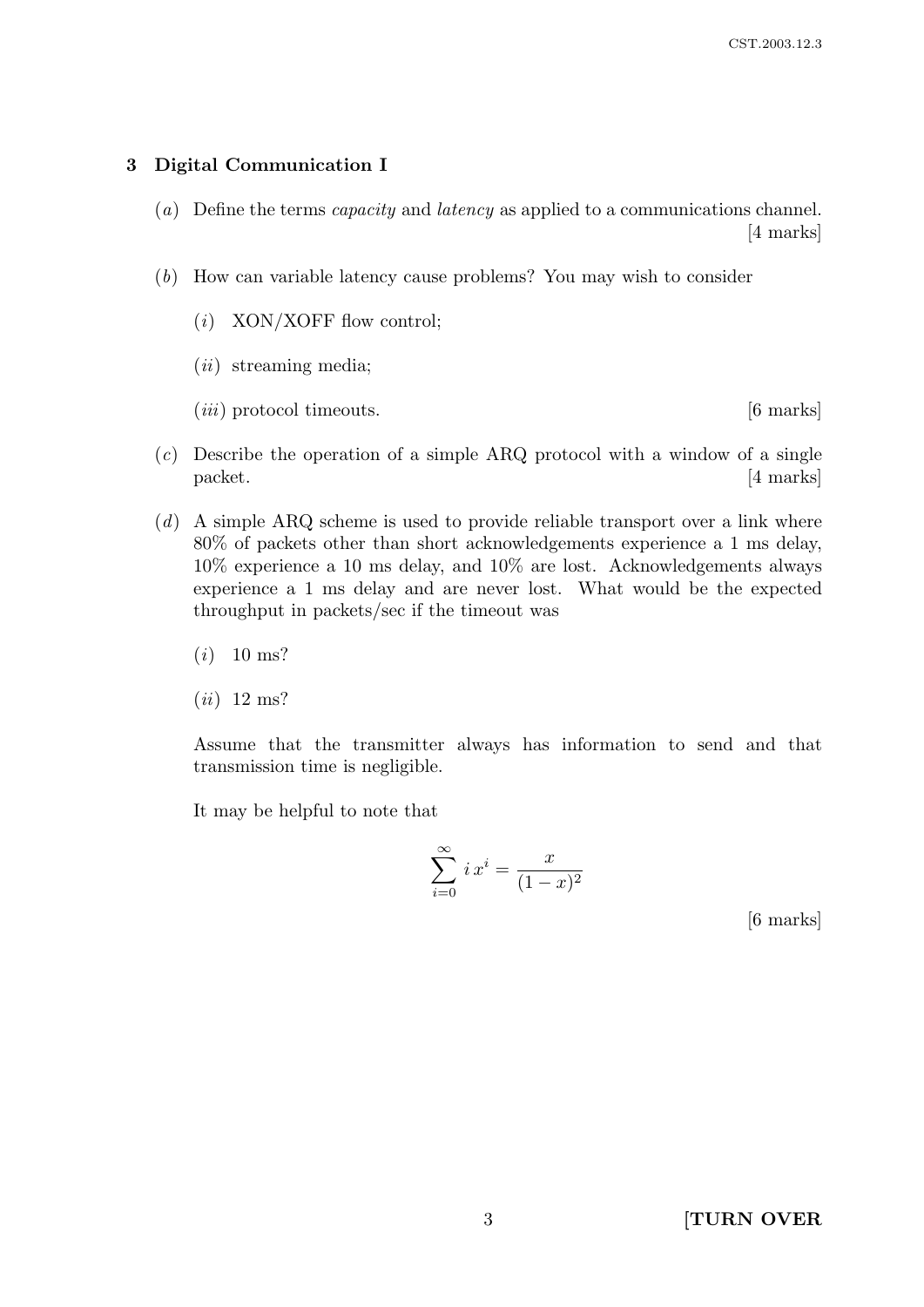## 3 Digital Communication I

(*a*) Define the terms *capacity* and *latency* as applied to a communications channel. [4 marks]

(*b*) How can variable latency cause problems? You may wish to consider

(*i*) XON/XOFF flow control;

(*ii*) streaming media;

(*iii*) protocol timeouts. [6 marks]

(*c*) Describe the operation of a simple ARQ protocol with a window of a single packet. [4 marks]

(*d*) A simple ARQ scheme is used to provide reliable transport over a link where 80% of packets other than short acknowledgements experience a 1 ms delay, 10% experience a 10 ms delay, and 10% are lost. Acknowledgements always experience a 1 ms delay and are never lost. What would be the expected throughput in packets/sec if the timeout was

(*i*) 10 ms?

(*ii*) 12 ms?

Assume that the transmitter always has information to send and that transmission time is negligible.

It may be helpful to note that

$$\sum_{i=0}^{\infty} i\,x^i = \frac{x}{(1-x)^2}$$

[6 marks]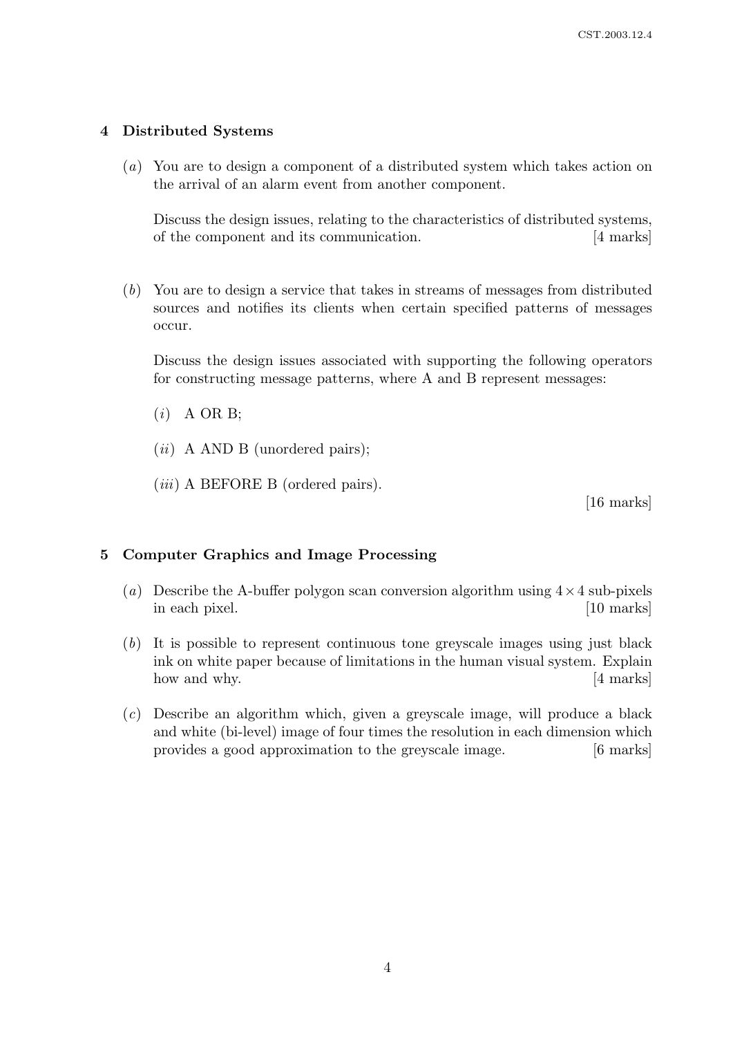## 4 Distributed Systems

(*a*) You are to design a component of a distributed system which takes action on the arrival of an alarm event from another component.

Discuss the design issues, relating to the characteristics of distributed systems, of the component and its communication. [4 marks]

(*b*) You are to design a service that takes in streams of messages from distributed sources and notifies its clients when certain specified patterns of messages occur.

Discuss the design issues associated with supporting the following operators for constructing message patterns, where A and B represent messages:

(*i*) A OR B;

(*ii*) A AND B (unordered pairs);

(*iii*) A BEFORE B (ordered pairs).

[16 marks]

## 5 Computer Graphics and Image Processing

(*a*) Describe the A-buffer polygon scan conversion algorithm using $4 \times 4$ sub-pixels in each pixel. [10 marks]

(*b*) It is possible to represent continuous tone greyscale images using just black ink on white paper because of limitations in the human visual system. Explain how and why. [4 marks]

(*c*) Describe an algorithm which, given a greyscale image, will produce a black and white (bi-level) image of four times the resolution in each dimension which provides a good approximation to the greyscale image. [6 marks]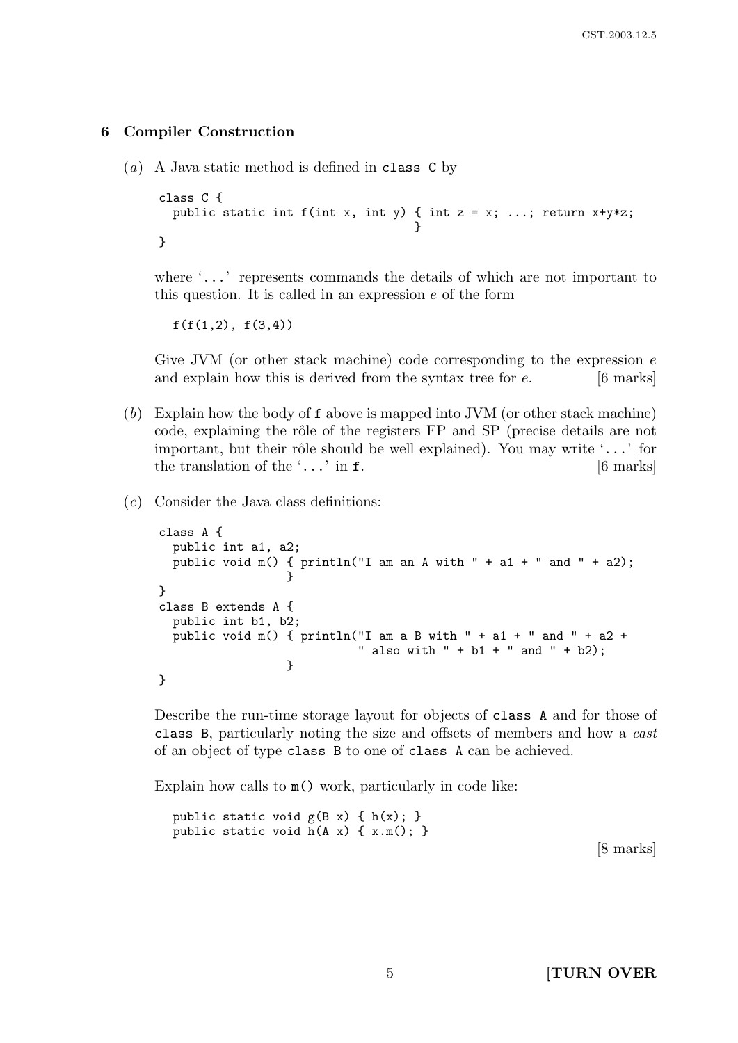## 6 Compiler Construction

(*a*) A Java static method is defined in `class C` by

```
class C {
  public static int f(int x, int y) { int z = x; ...; return x+y*z;
                                    }
}
```

where '`...`' represents commands the details of which are not important to this question. It is called in an expression $e$ of the form

```
f(f(1,2), f(3,4))
```

Give JVM (or other stack machine) code corresponding to the expression $e$ and explain how this is derived from the syntax tree for $e$. [6 marks]

(*b*) Explain how the body of `f` above is mapped into JVM (or other stack machine) code, explaining the rôle of the registers FP and SP (precise details are not important, but their rôle should be well explained). You may write '`...`' for the translation of the '`...`' in `f`. [6 marks]

(*c*) Consider the Java class definitions:

```
class A {
  public int a1, a2;
  public void m() { println("I am an A with " + a1 + " and " + a2);
                  }
}
class B extends A {
  public int b1, b2;
  public void m() { println("I am a B with " + a1 + " and " + a2 +
                            " also with " + b1 + " and " + b2);
                  }
}
```

Describe the run-time storage layout for objects of `class A` and for those of `class B`, particularly noting the size and offsets of members and how a *cast* of an object of type `class B` to one of `class A` can be achieved.

Explain how calls to `m()` work, particularly in code like:

```
public static void g(B x) { h(x); }
public static void h(A x) { x.m(); }
```

[8 marks]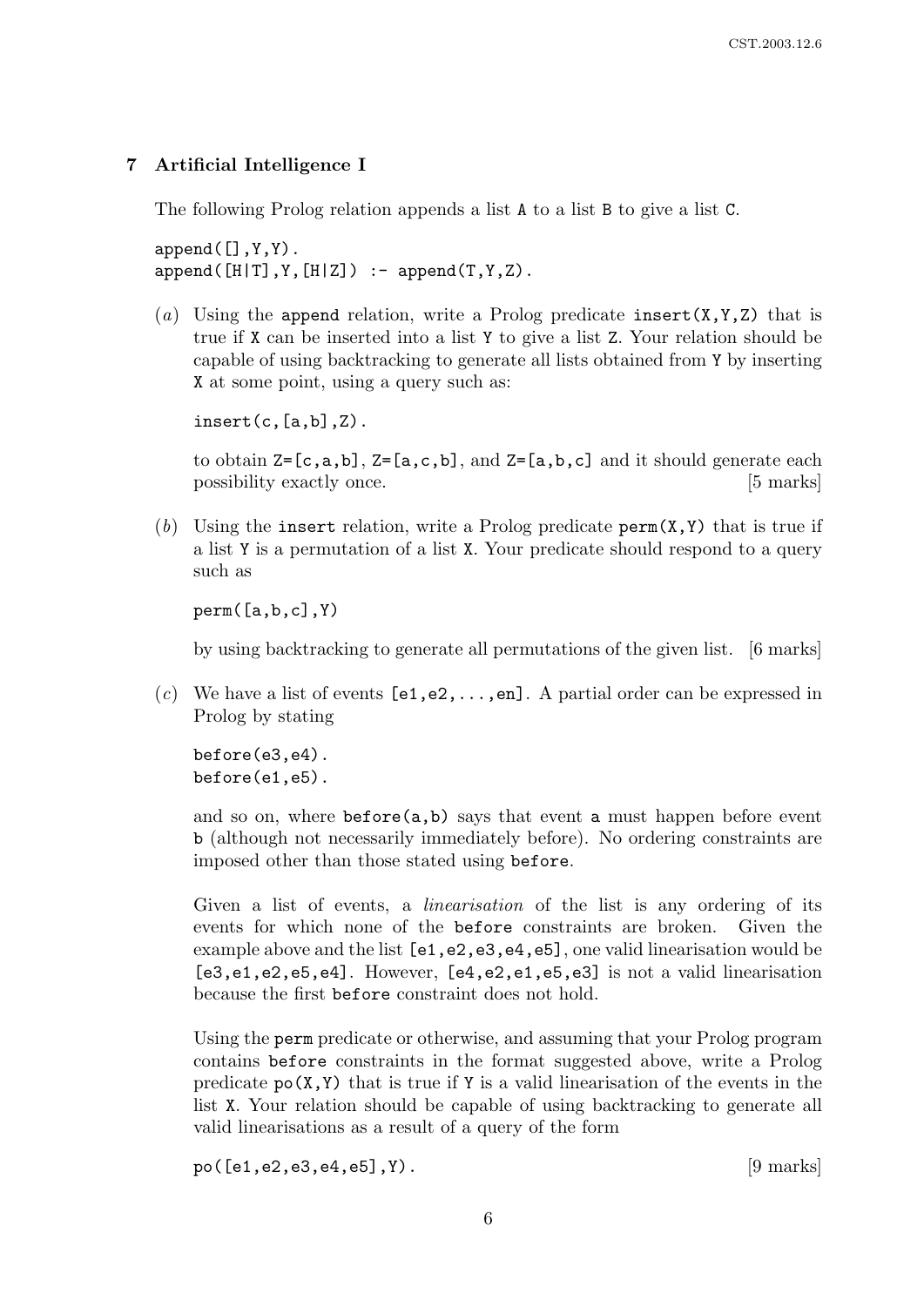## 7 Artificial Intelligence I

The following Prolog relation appends a list `A` to a list `B` to give a list `C`.

```
append([],Y,Y).
append([H|T],Y,[H|Z]) :- append(T,Y,Z).
```

(*a*) Using the `append` relation, write a Prolog predicate `insert(X,Y,Z)` that is true if `X` can be inserted into a list `Y` to give a list `Z`. Your relation should be capable of using backtracking to generate all lists obtained from `Y` by inserting `X` at some point, using a query such as:

```
insert(c,[a,b],Z).
```

to obtain `Z=[c,a,b]`, `Z=[a,c,b]`, and `Z=[a,b,c]` and it should generate each possibility exactly once. [5 marks]

(*b*) Using the `insert` relation, write a Prolog predicate `perm(X,Y)` that is true if a list `Y` is a permutation of a list `X`. Your predicate should respond to a query such as

```
perm([a,b,c],Y)
```

by using backtracking to generate all permutations of the given list. [6 marks]

(*c*) We have a list of events `[e1,e2,...,en]`. A partial order can be expressed in Prolog by stating

```
before(e3,e4).
before(e1,e5).
```

and so on, where `before(a,b)` says that event `a` must happen before event `b` (although not necessarily immediately before). No ordering constraints are imposed other than those stated using `before`.

Given a list of events, a *linearisation* of the list is any ordering of its events for which none of the `before` constraints are broken. Given the example above and the list `[e1,e2,e3,e4,e5]`, one valid linearisation would be `[e3,e1,e2,e5,e4]`. However, `[e4,e2,e1,e5,e3]` is not a valid linearisation because the first `before` constraint does not hold.

Using the `perm` predicate or otherwise, and assuming that your Prolog program contains `before` constraints in the format suggested above, write a Prolog predicate `po(X,Y)` that is true if `Y` is a valid linearisation of the events in the list `X`. Your relation should be capable of using backtracking to generate all valid linearisations as a result of a query of the form

```
po([e1,e2,e3,e4,e5],Y).
```

[9 marks]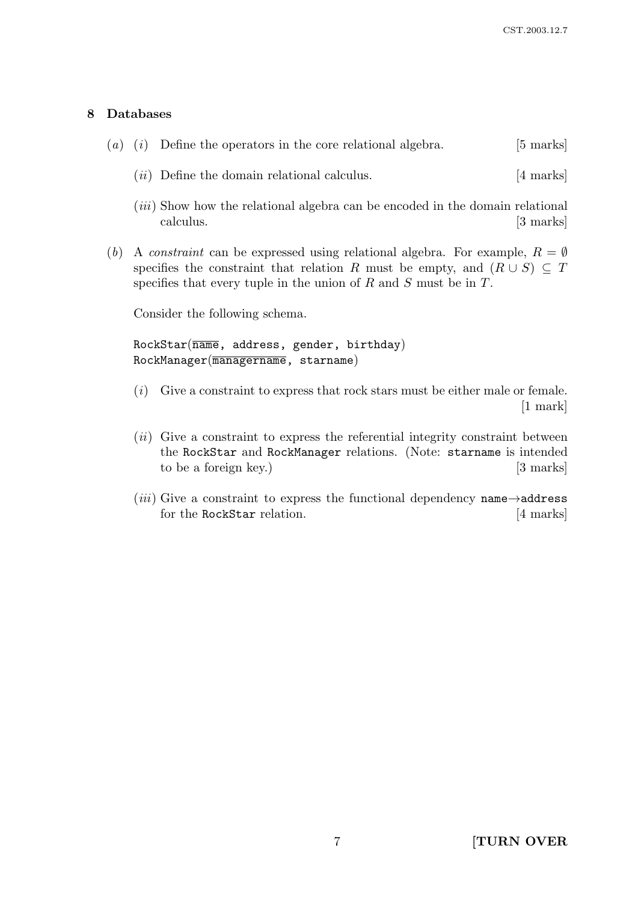## 8 Databases

(*a*) (*i*) Define the operators in the core relational algebra. [5 marks]

(*ii*) Define the domain relational calculus. [4 marks]

(*iii*) Show how the relational algebra can be encoded in the domain relational calculus. [3 marks]

(*b*) A *constraint* can be expressed using relational algebra. For example, $R = \emptyset$ specifies the constraint that relation $R$ must be empty, and $(R \cup S) \subseteq T$ specifies that every tuple in the union of $R$ and $S$ must be in $T$.

Consider the following schema.

RockStar($\overline{\texttt{name}}$, address, gender, birthday)
RockManager($\overline{\texttt{managername}}$, starname)

(*i*) Give a constraint to express that rock stars must be either male or female. [1 mark]

(*ii*) Give a constraint to express the referential integrity constraint between the RockStar and RockManager relations. (Note: starname is intended to be a foreign key.) [3 marks]

(*iii*) Give a constraint to express the functional dependency name$\rightarrow$address for the RockStar relation. [4 marks]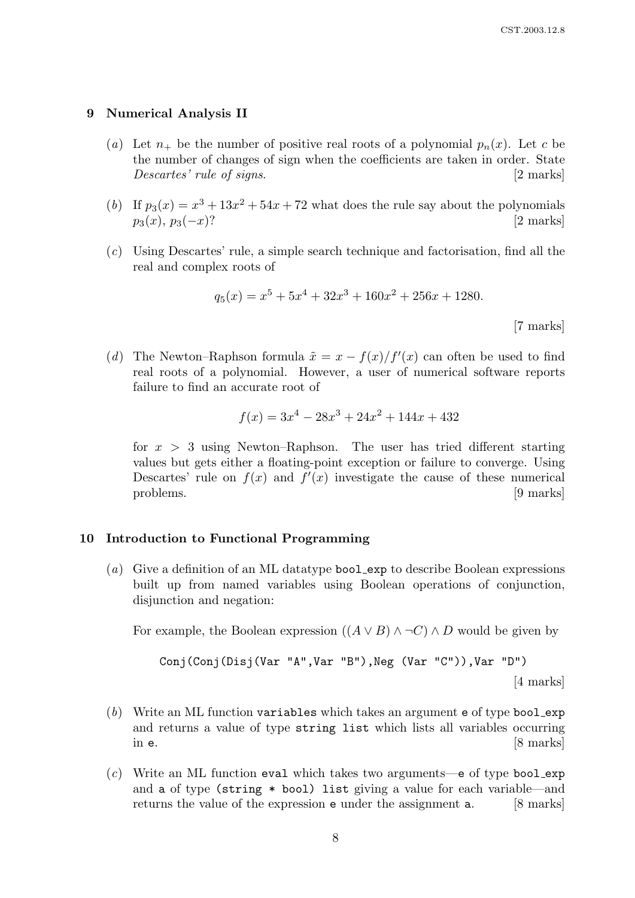## 9 Numerical Analysis II

(*a*) Let $n_+$ be the number of positive real roots of a polynomial $p_n(x)$. Let $c$ be the number of changes of sign when the coefficients are taken in order. State *Descartes' rule of signs*. [2 marks]

(*b*) If $p_3(x) = x^3 + 13x^2 + 54x + 72$ what does the rule say about the polynomials $p_3(x)$, $p_3(-x)$? [2 marks]

(*c*) Using Descartes' rule, a simple search technique and factorisation, find all the real and complex roots of

$$q_5(x) = x^5 + 5x^4 + 32x^3 + 160x^2 + 256x + 1280.$$

[7 marks]

(*d*) The Newton–Raphson formula $\tilde{x} = x - f(x)/f'(x)$ can often be used to find real roots of a polynomial. However, a user of numerical software reports failure to find an accurate root of

$$f(x) = 3x^4 - 28x^3 + 24x^2 + 144x + 432$$

for $x > 3$ using Newton–Raphson. The user has tried different starting values but gets either a floating-point exception or failure to converge. Using Descartes' rule on $f(x)$ and $f'(x)$ investigate the cause of these numerical problems. [9 marks]

## 10 Introduction to Functional Programming

(*a*) Give a definition of an ML datatype `bool_exp` to describe Boolean expressions built up from named variables using Boolean operations of conjunction, disjunction and negation:

For example, the Boolean expression $((A \vee B) \wedge \neg C) \wedge D$ would be given by

```
Conj(Conj(Disj(Var "A",Var "B"),Neg (Var "C")),Var "D")
```

[4 marks]

(*b*) Write an ML function `variables` which takes an argument `e` of type `bool_exp` and returns a value of type `string list` which lists all variables occurring in `e`. [8 marks]

(*c*) Write an ML function `eval` which takes two arguments—`e` of type `bool_exp` and `a` of type `(string * bool) list` giving a value for each variable—and returns the value of the expression `e` under the assignment `a`. [8 marks]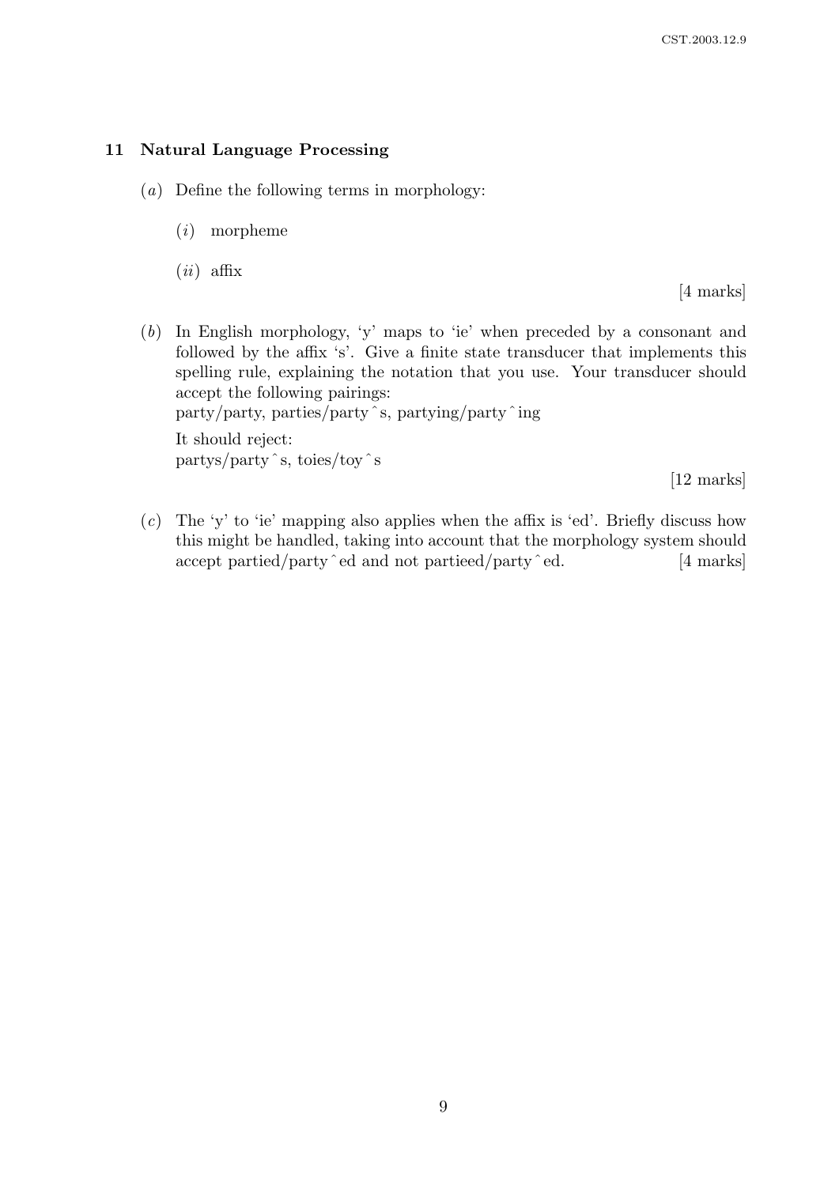## 11 Natural Language Processing

(*a*) Define the following terms in morphology:

(*i*) morpheme

(*ii*) affix

[4 marks]

(*b*) In English morphology, 'y' maps to 'ie' when preceded by a consonant and followed by the affix 's'. Give a finite state transducer that implements this spelling rule, explaining the notation that you use. Your transducer should accept the following pairings:
party/party, parties/party ˆ s, partying/party ˆ ing

It should reject:
partys/party ˆ s, toies/toy ˆ s

[12 marks]

(*c*) The 'y' to 'ie' mapping also applies when the affix is 'ed'. Briefly discuss how this might be handled, taking into account that the morphology system should accept partied/party ˆ ed and not partieed/party ˆ ed. [4 marks]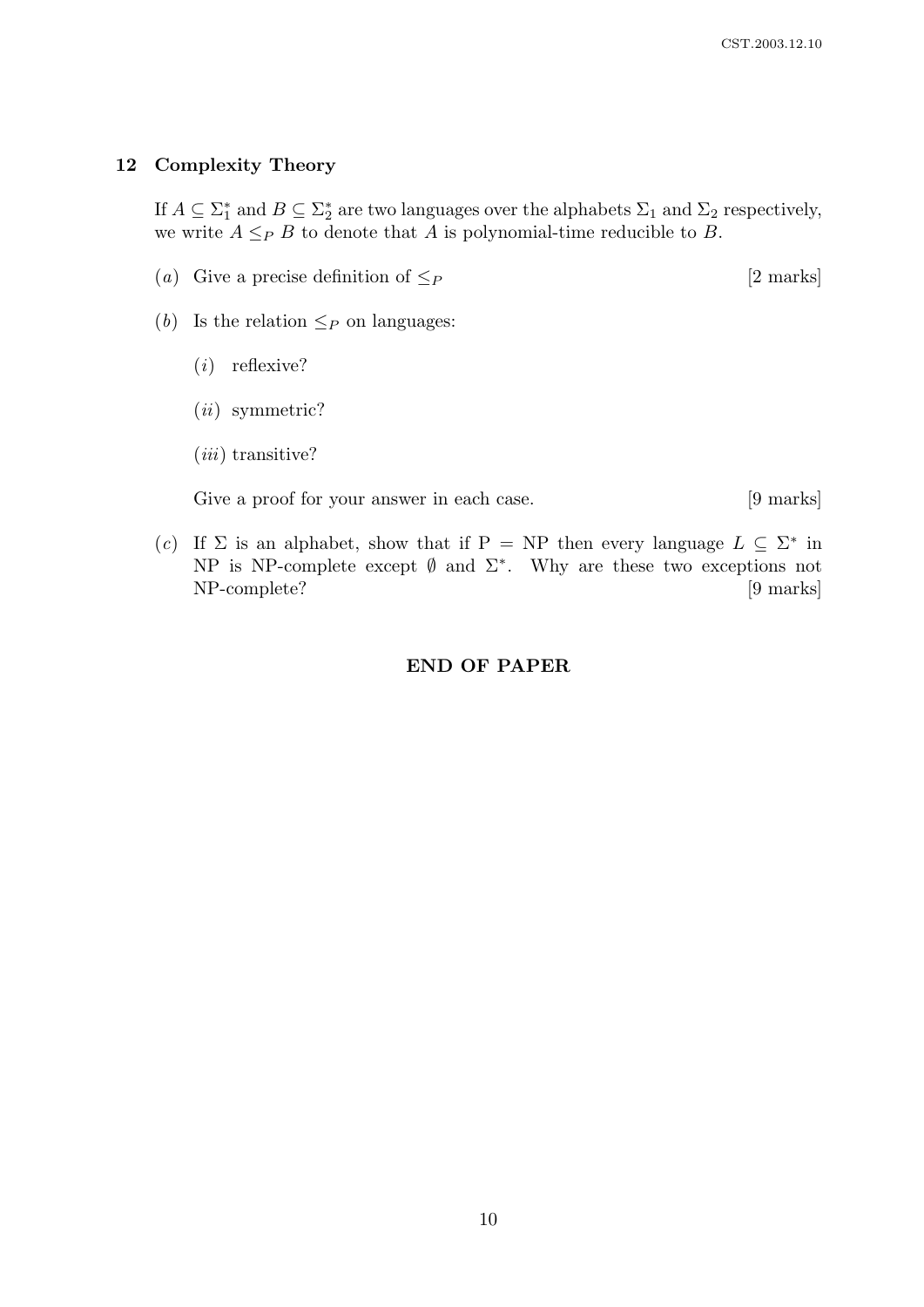## 12 Complexity Theory

If $A \subseteq \Sigma_1^*$ and $B \subseteq \Sigma_2^*$ are two languages over the alphabets $\Sigma_1$ and $\Sigma_2$ respectively, we write $A \leq_P B$ to denote that $A$ is polynomial-time reducible to $B$.

(*a*) Give a precise definition of $\leq_P$ [2 marks]

(*b*) Is the relation $\leq_P$ on languages:

(*i*) reflexive?

(*ii*) symmetric?

(*iii*) transitive?

Give a proof for your answer in each case. [9 marks]

(*c*) If $\Sigma$ is an alphabet, show that if $\mathrm{P} = \mathrm{NP}$ then every language $L \subseteq \Sigma^*$ in NP is NP-complete except $\emptyset$ and $\Sigma^*$. Why are these two exceptions not NP-complete? [9 marks]

**END OF PAPER**